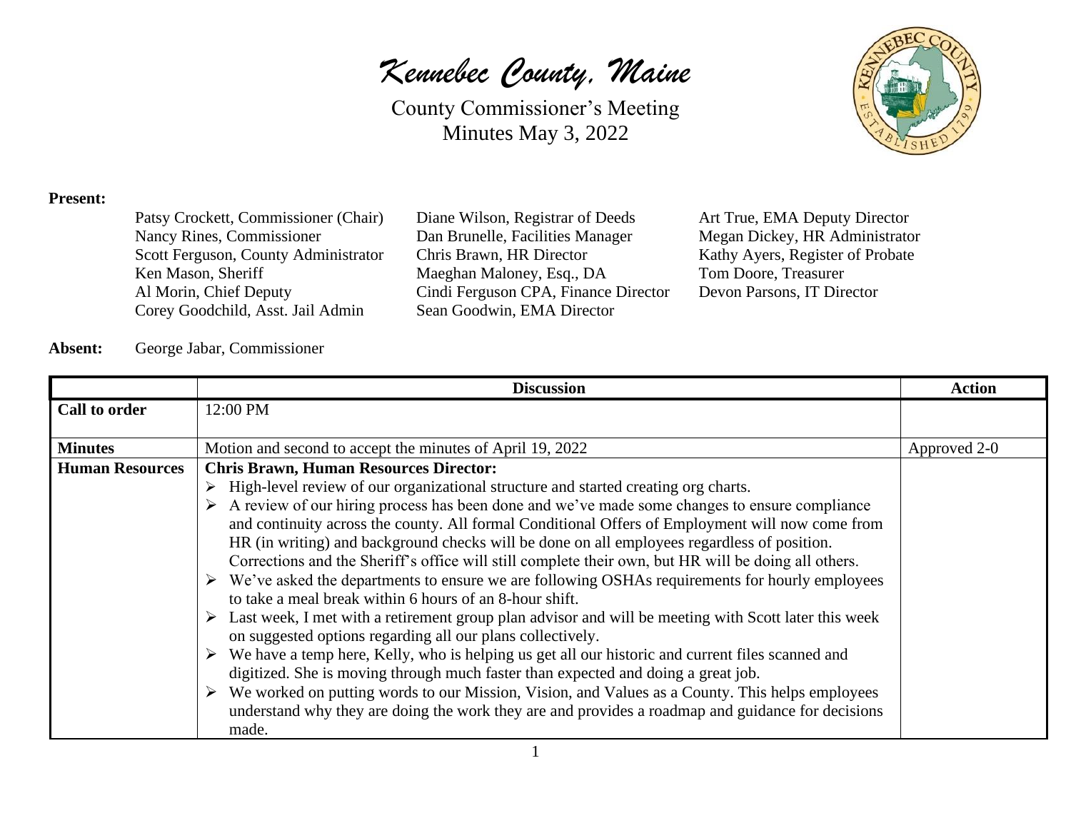# *Kennebec County, Maine*

County Commissioner's Meeting
Minutes May 3, 2022

**Present:**

Patsy Crockett, Commissioner (Chair)
Nancy Rines, Commissioner
Scott Ferguson, County Administrator
Ken Mason, Sheriff
Al Morin, Chief Deputy
Corey Goodchild, Asst. Jail Admin
Diane Wilson, Registrar of Deeds
Dan Brunelle, Facilities Manager
Chris Brawn, HR Director
Maeghan Maloney, Esq., DA
Cindi Ferguson CPA, Finance Director
Sean Goodwin, EMA Director
Art True, EMA Deputy Director
Megan Dickey, HR Administrator
Kathy Ayers, Register of Probate
Tom Doore, Treasurer
Devon Parsons, IT Director

**Absent:** George Jabar, Commissioner

| | Discussion | Action |
|---|---|---|
| **Call to order** | 12:00 PM | |
| **Minutes** | Motion and second to accept the minutes of April 19, 2022 | Approved 2-0 |
| **Human Resources** | **Chris Brawn, Human Resources Director:**<br>➢ High-level review of our organizational structure and started creating org charts.<br>➢ A review of our hiring process has been done and we've made some changes to ensure compliance and continuity across the county. All formal Conditional Offers of Employment will now come from HR (in writing) and background checks will be done on all employees regardless of position. Corrections and the Sheriff's office will still complete their own, but HR will be doing all others.<br>➢ We've asked the departments to ensure we are following OSHAs requirements for hourly employees to take a meal break within 6 hours of an 8-hour shift.<br>➢ Last week, I met with a retirement group plan advisor and will be meeting with Scott later this week on suggested options regarding all our plans collectively.<br>➢ We have a temp here, Kelly, who is helping us get all our historic and current files scanned and digitized. She is moving through much faster than expected and doing a great job.<br>➢ We worked on putting words to our Mission, Vision, and Values as a County. This helps employees understand why they are doing the work they are and provides a roadmap and guidance for decisions made. | |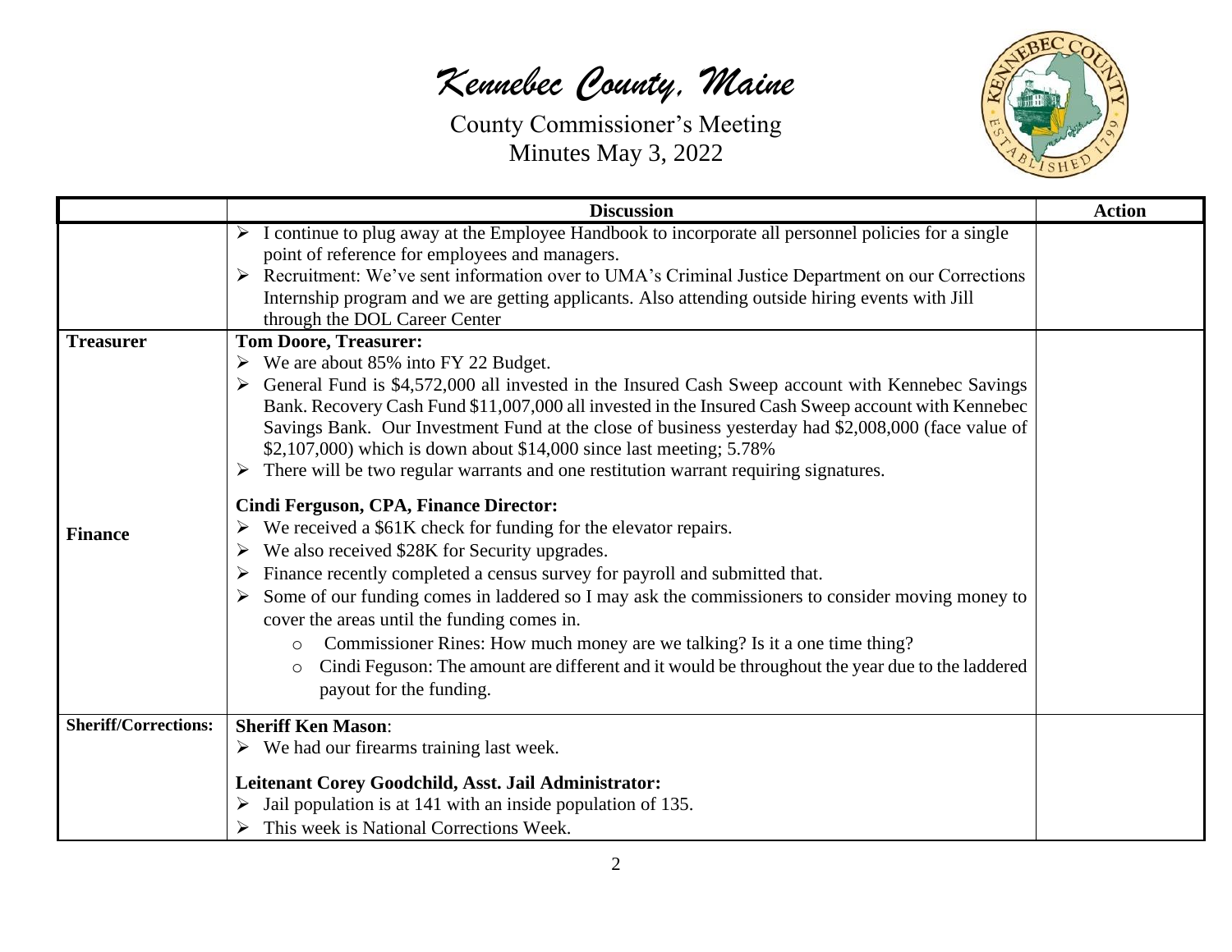*Kennebec County, Maine*

County Commissioner's Meeting
Minutes May 3, 2022

| | Discussion | Action |
|---|---|---|
| | ➢ I continue to plug away at the Employee Handbook to incorporate all personnel policies for a single point of reference for employees and managers.<br>➢ Recruitment: We've sent information over to UMA's Criminal Justice Department on our Corrections Internship program and we are getting applicants. Also attending outside hiring events with Jill through the DOL Career Center | |
| **Treasurer** | **Tom Doore, Treasurer:**<br>➢ We are about 85% into FY 22 Budget.<br>➢ General Fund is $4,572,000 all invested in the Insured Cash Sweep account with Kennebec Savings Bank. Recovery Cash Fund $11,007,000 all invested in the Insured Cash Sweep account with Kennebec Savings Bank. Our Investment Fund at the close of business yesterday had $2,008,000 (face value of $2,107,000) which is down about $14,000 since last meeting; 5.78%<br>➢ There will be two regular warrants and one restitution warrant requiring signatures. | |
| **Finance** | **Cindi Ferguson, CPA, Finance Director:**<br>➢ We received a $61K check for funding for the elevator repairs.<br>➢ We also received $28K for Security upgrades.<br>➢ Finance recently completed a census survey for payroll and submitted that.<br>➢ Some of our funding comes in laddered so I may ask the commissioners to consider moving money to cover the areas until the funding comes in.<br>o Commissioner Rines: How much money are we talking? Is it a one time thing?<br>o Cindi Feguson: The amount are different and it would be throughout the year due to the laddered payout for the funding. | |
| **Sheriff/Corrections:** | **Sheriff Ken Mason**:<br>➢ We had our firearms training last week.<br><br>**Leitenant Corey Goodchild, Asst. Jail Administrator:**<br>➢ Jail population is at 141 with an inside population of 135.<br>➢ This week is National Corrections Week. | |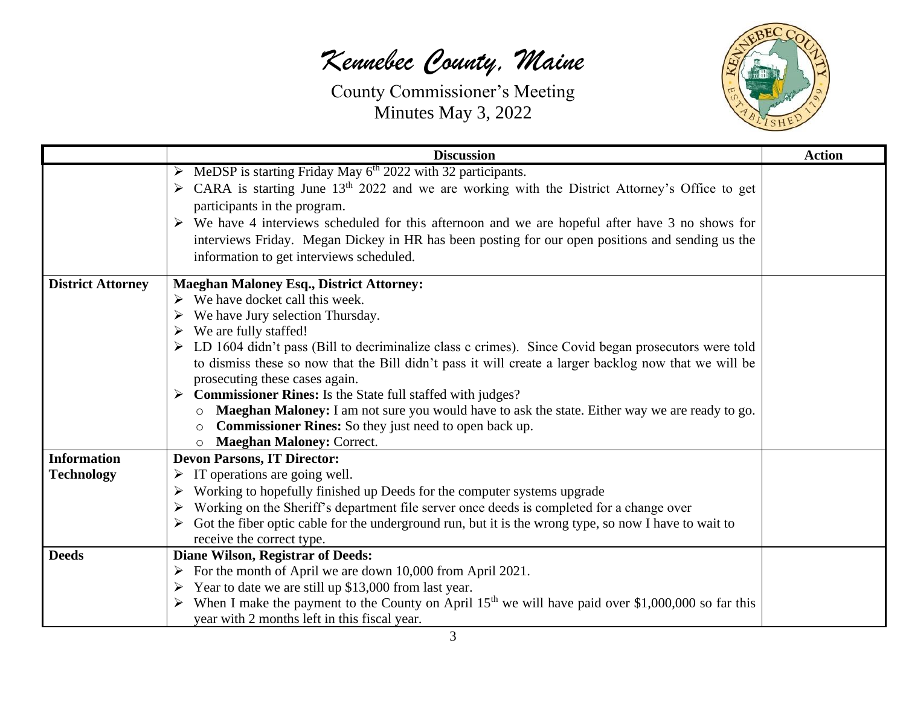*Kennebec County, Maine*

County Commissioner's Meeting
Minutes May 3, 2022

| | Discussion | Action |
|---|---|---|
| | ➢ MeDSP is starting Friday May 6th 2022 with 32 participants.<br>➢ CARA is starting June 13th 2022 and we are working with the District Attorney's Office to get participants in the program.<br>➢ We have 4 interviews scheduled for this afternoon and we are hopeful after have 3 no shows for interviews Friday. Megan Dickey in HR has been posting for our open positions and sending us the information to get interviews scheduled. | |
| **District Attorney** | **Maeghan Maloney Esq., District Attorney:**<br>➢ We have docket call this week.<br>➢ We have Jury selection Thursday.<br>➢ We are fully staffed!<br>➢ LD 1604 didn't pass (Bill to decriminalize class c crimes). Since Covid began prosecutors were told to dismiss these so now that the Bill didn't pass it will create a larger backlog now that we will be prosecuting these cases again.<br>➢ **Commissioner Rines:** Is the State full staffed with judges?<br>○ **Maeghan Maloney:** I am not sure you would have to ask the state. Either way we are ready to go.<br>○ **Commissioner Rines:** So they just need to open back up.<br>○ **Maeghan Maloney:** Correct. | |
| **Information Technology** | **Devon Parsons, IT Director:**<br>➢ IT operations are going well.<br>➢ Working to hopefully finished up Deeds for the computer systems upgrade<br>➢ Working on the Sheriff's department file server once deeds is completed for a change over<br>➢ Got the fiber optic cable for the underground run, but it is the wrong type, so now I have to wait to receive the correct type. | |
| **Deeds** | **Diane Wilson, Registrar of Deeds:**<br>➢ For the month of April we are down 10,000 from April 2021.<br>➢ Year to date we are still up $13,000 from last year.<br>➢ When I make the payment to the County on April 15th we will have paid over $1,000,000 so far this year with 2 months left in this fiscal year. | |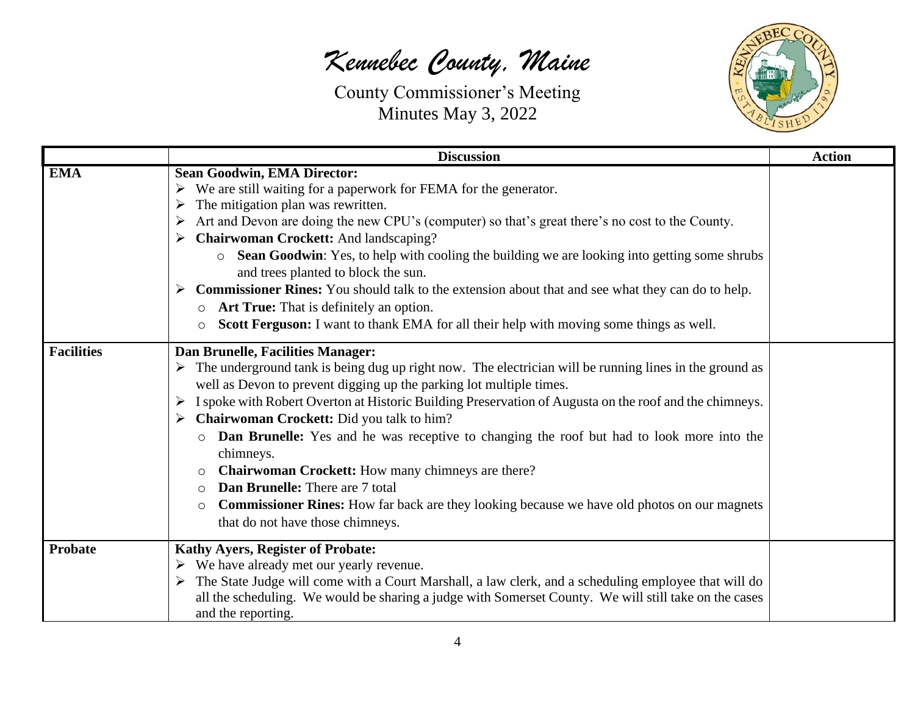# Kennebec County, Maine

County Commissioner's Meeting
Minutes May 3, 2022

| | Discussion | Action |
|---|---|---|
| **EMA** | **Sean Goodwin, EMA Director:**<br>➢ We are still waiting for a paperwork for FEMA for the generator.<br>➢ The mitigation plan was rewritten.<br>➢ Art and Devon are doing the new CPU's (computer) so that's great there's no cost to the County.<br>➢ **Chairwoman Crockett:** And landscaping?<br>　○ **Sean Goodwin**: Yes, to help with cooling the building we are looking into getting some shrubs and trees planted to block the sun.<br>➢ **Commissioner Rines:** You should talk to the extension about that and see what they can do to help.<br>　○ **Art True:** That is definitely an option.<br>　○ **Scott Ferguson:** I want to thank EMA for all their help with moving some things as well. | |
| **Facilities** | **Dan Brunelle, Facilities Manager:**<br>➢ The underground tank is being dug up right now. The electrician will be running lines in the ground as well as Devon to prevent digging up the parking lot multiple times.<br>➢ I spoke with Robert Overton at Historic Building Preservation of Augusta on the roof and the chimneys.<br>➢ **Chairwoman Crockett:** Did you talk to him?<br>　○ **Dan Brunelle:** Yes and he was receptive to changing the roof but had to look more into the chimneys.<br>　○ **Chairwoman Crockett:** How many chimneys are there?<br>　○ **Dan Brunelle:** There are 7 total<br>　○ **Commissioner Rines:** How far back are they looking because we have old photos on our magnets that do not have those chimneys. | |
| **Probate** | **Kathy Ayers, Register of Probate:**<br>➢ We have already met our yearly revenue.<br>➢ The State Judge will come with a Court Marshall, a law clerk, and a scheduling employee that will do all the scheduling. We would be sharing a judge with Somerset County. We will still take on the cases and the reporting. | |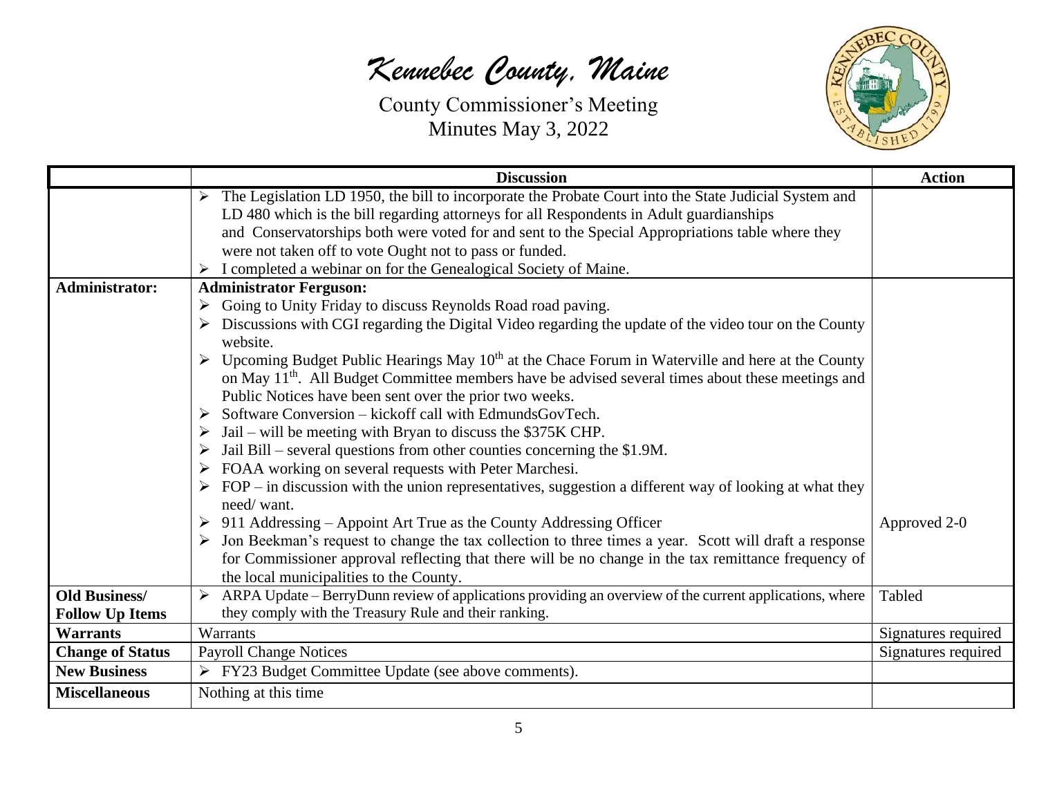# *Kennebec County, Maine*

County Commissioner's Meeting
Minutes May 3, 2022

| | Discussion | Action |
|---|---|---|
| | ➢ The Legislation LD 1950, the bill to incorporate the Probate Court into the State Judicial System and LD 480 which is the bill regarding attorneys for all Respondents in Adult guardianships and Conservatorships both were voted for and sent to the Special Appropriations table where they were not taken off to vote Ought not to pass or funded.<br>➢ I completed a webinar on for the Genealogical Society of Maine. | |
| **Administrator:** | **Administrator Ferguson:**<br>➢ Going to Unity Friday to discuss Reynolds Road road paving.<br>➢ Discussions with CGI regarding the Digital Video regarding the update of the video tour on the County website.<br>➢ Upcoming Budget Public Hearings May 10th at the Chace Forum in Waterville and here at the County on May 11th. All Budget Committee members have be advised several times about these meetings and Public Notices have been sent over the prior two weeks.<br>➢ Software Conversion – kickoff call with EdmundsGovTech.<br>➢ Jail – will be meeting with Bryan to discuss the $375K CHP.<br>➢ Jail Bill – several questions from other counties concerning the $1.9M.<br>➢ FOAA working on several requests with Peter Marchesi.<br>➢ FOP – in discussion with the union representatives, suggestion a different way of looking at what they need/ want.<br>➢ 911 Addressing – Appoint Art True as the County Addressing Officer<br>➢ Jon Beekman's request to change the tax collection to three times a year. Scott will draft a response for Commissioner approval reflecting that there will be no change in the tax remittance frequency of the local municipalities to the County. | Approved 2-0 |
| **Old Business/ Follow Up Items** | ➢ ARPA Update – BerryDunn review of applications providing an overview of the current applications, where they comply with the Treasury Rule and their ranking. | Tabled |
| **Warrants** | Warrants | Signatures required |
| **Change of Status** | Payroll Change Notices | Signatures required |
| **New Business** | ➢ FY23 Budget Committee Update (see above comments). | |
| **Miscellaneous** | Nothing at this time | |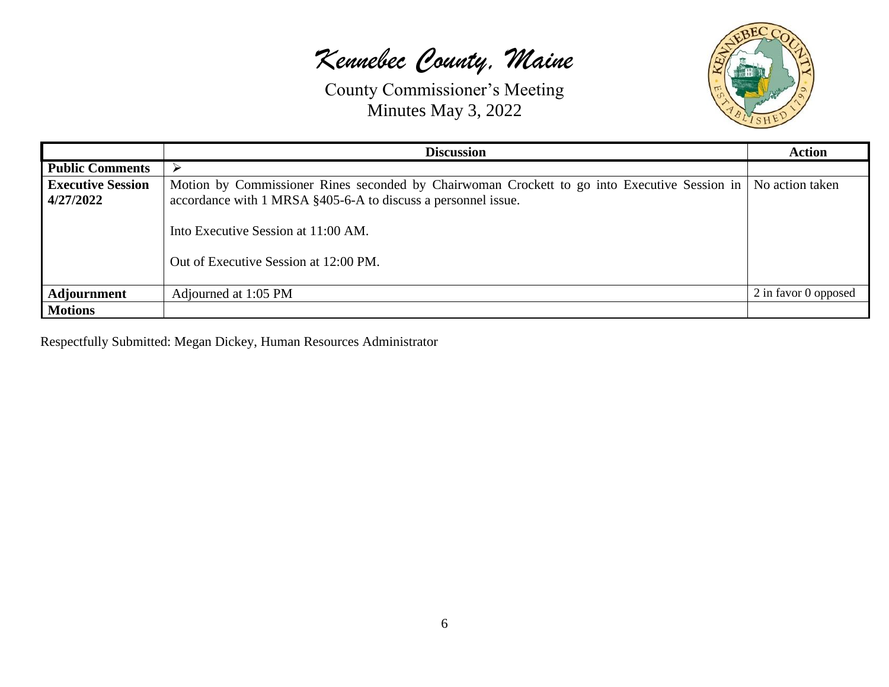*Kennebec County, Maine*

County Commissioner's Meeting
Minutes May 3, 2022

| | Discussion | Action |
|---|---|---|
| **Public Comments** | ➢ | |
| **Executive Session 4/27/2022** | Motion by Commissioner Rines seconded by Chairwoman Crockett to go into Executive Session in accordance with 1 MRSA §405-6-A to discuss a personnel issue.<br><br>Into Executive Session at 11:00 AM.<br><br>Out of Executive Session at 12:00 PM. | No action taken |
| **Adjournment** | Adjourned at 1:05 PM | 2 in favor 0 opposed |
| **Motions** | | |

Respectfully Submitted: Megan Dickey, Human Resources Administrator